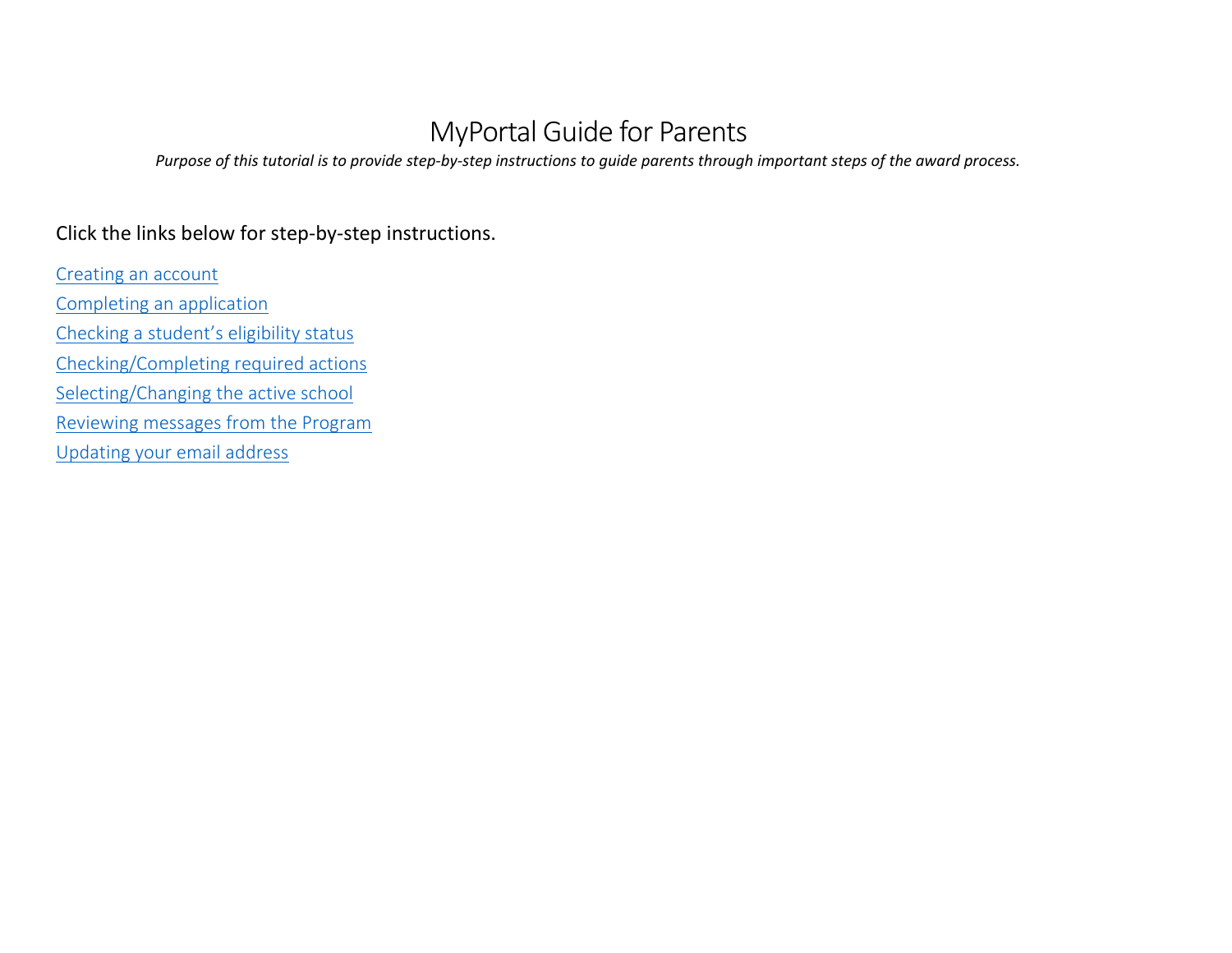# MyPortal Guide for Parents

*Purpose of this tutorial is to provide step-by-step instructions to guide parents through important steps of the award process.*

Click the links below for step-by-step instructions.

Creating an account

Completing an application

Checking a student's eligibility status

Checking/Completing required actions

Selecting/Changing the active school

Reviewing messages from the Program

Updating your email address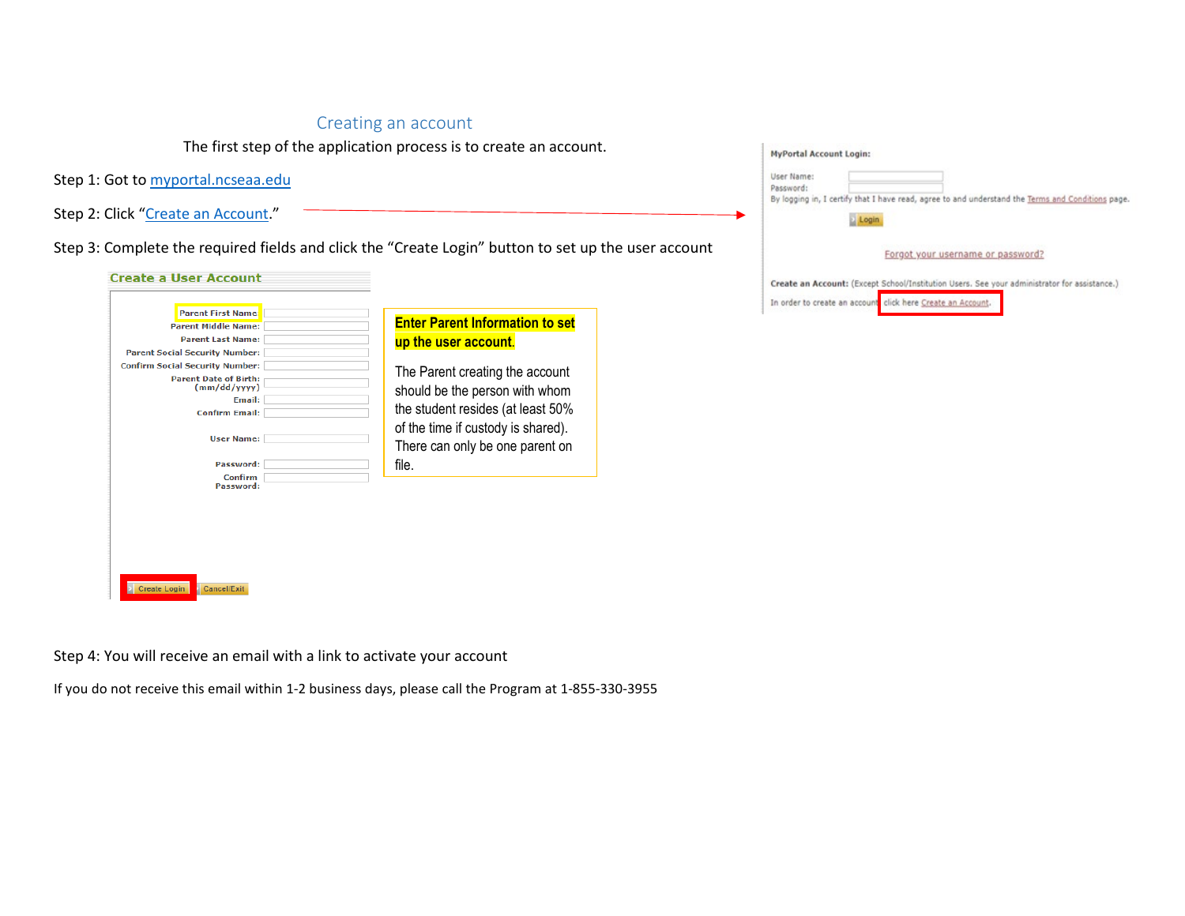## Creating an account

The first step of the application process is to create an account.

Step 1: Got to myportal.ncseaa.edu

Step 2: Click "Create an Account."

Step 3: Complete the required fields and click the "Create Login" button to set up the user account

**Create a User Account**

Parent First Name:
Parent Middle Name:
Parent Last Name:
Parent Social Security Number:
Confirm Social Security Number:
Parent Date of Birth: (mm/dd/yyyy)
Email:
Confirm Email:
User Name:
Password:
Confirm Password:

Create Login | Cancel/Exit

**Enter Parent Information to set up the user account.**

The Parent creating the account should be the person with whom the student resides (at least 50% of the time if custody is shared). There can only be one parent on file.

**MyPortal Account Login:**

User Name:
Password:
By logging in, I certify that I have read, agree to and understand the Terms and Conditions page.

Login

Forgot your username or password?

**Create an Account:** (Except School/Institution Users. See your administrator for assistance.)

In order to create an account click here Create an Account.

Step 4: You will receive an email with a link to activate your account

If you do not receive this email within 1-2 business days, please call the Program at 1-855-330-3955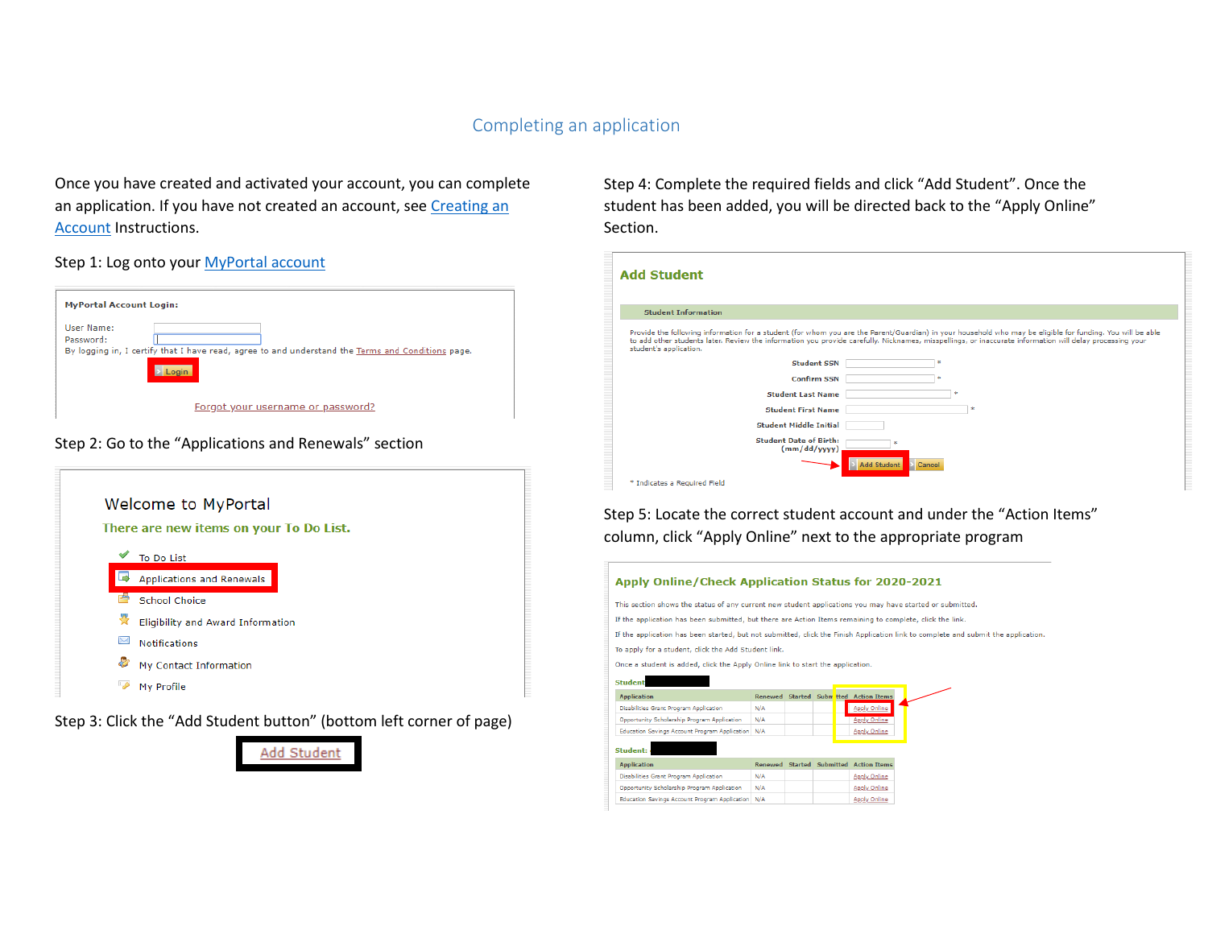# Completing an application

Once you have created and activated your account, you can complete an application. If you have not created an account, see Creating an Account Instructions.

Step 1: Log onto your MyPortal account

MyPortal Account Login:

User Name:
Password:
By logging in, I certify that I have read, agree to and understand the Terms and Conditions page.

Login

Forgot your username or password?

Step 2: Go to the "Applications and Renewals" section

Welcome to MyPortal

There are new items on your To Do List.

- To Do List
- Applications and Renewals
- School Choice
- Eligibility and Award Information
- Notifications
- My Contact Information
- My Profile

Step 3: Click the "Add Student button" (bottom left corner of page)

Add Student

Step 4: Complete the required fields and click "Add Student". Once the student has been added, you will be directed back to the "Apply Online" Section.

Add Student

Student Information

Provide the following information for a student (for whom you are the Parent/Guardian) in your household who may be eligible for funding. You will be able to add other students later. Review the information you provide carefully. Nicknames, misspellings, or inaccurate information will delay processing your student's application.

Student SSN *
Confirm SSN *
Student Last Name *
Student First Name *
Student Middle Initial
Student Date of Birth: (mm/dd/yyyy) *

Add Student | Cancel

* Indicates a Required Field

Step 5: Locate the correct student account and under the "Action Items" column, click "Apply Online" next to the appropriate program

Apply Online/Check Application Status for 2020-2021

This section shows the status of any current new student applications you may have started or submitted.

If the application has been submitted, but there are Action Items remaining to complete, click the link.

If the application has been started, but not submitted, click the Finish Application link to complete and submit the application.

To apply for a student, click the Add Student link.

Once a student is added, click the Apply Online link to start the application.

Student:

| Application | Renewed | Started | Submitted | Action Items |
|---|---|---|---|---|
| Disabilities Grant Program Application | N/A | | | Apply Online |
| Opportunity Scholarship Program Application | N/A | | | Apply Online |
| Education Savings Account Program Application | N/A | | | Apply Online |

Student:

| Application | Renewed | Started | Submitted | Action Items |
|---|---|---|---|---|
| Disabilities Grant Program Application | N/A | | | Apply Online |
| Opportunity Scholarship Program Application | N/A | | | Apply Online |
| Education Savings Account Program Application | N/A | | | Apply Online |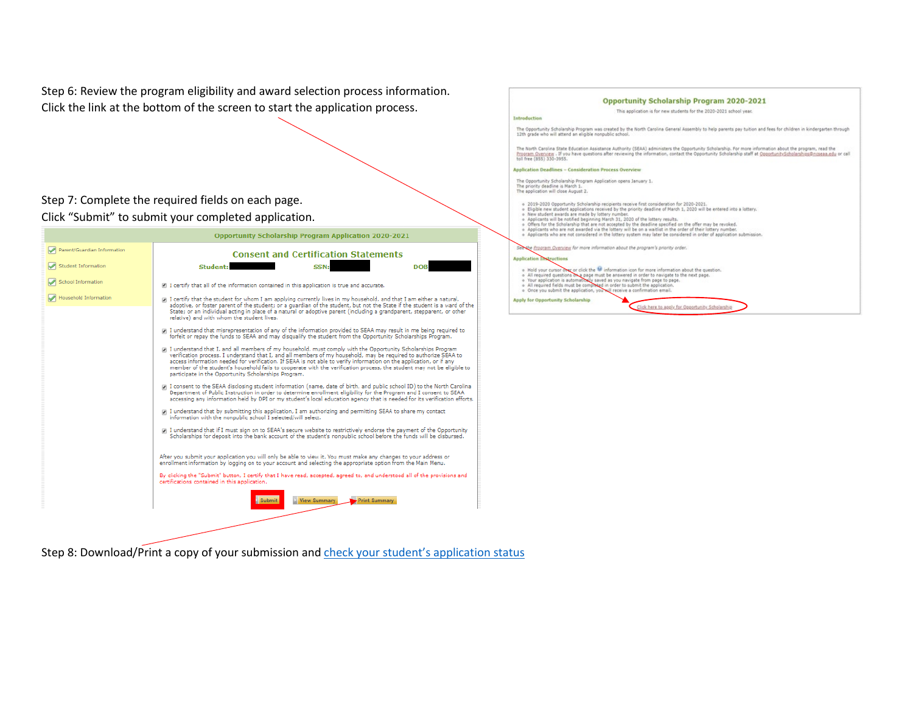Step 6: Review the program eligibility and award selection process information. Click the link at the bottom of the screen to start the application process.

## Opportunity Scholarship Program 2020-2021

This application is for new students for the 2020-2021 school year.

**Introduction**

The Opportunity Scholarship Program was created by the North Carolina General Assembly to help parents pay tuition and fees for children in kindergarten through 12th grade who will attend an eligible nonpublic school.

The North Carolina State Education Assistance Authority (SEAA) administers the Opportunity Scholarship. For more information about the program, read the Program Overview. If you have questions after reviewing the information, contact the Opportunity Scholarship staff at OpportunityScholarships@ncseaa.edu or call toll free (855) 330-3955.

**Application Deadlines – Consideration Process Overview**

The Opportunity Scholarship Program Application opens January 1.
The priority deadline is March 1.
The application will close August 2.

- 2019-2020 Opportunity Scholarship recipients receive first consideration for 2020-2021.
- Eligible new student applications received by the priority deadline of March 1, 2020 will be entered into a lottery.
- New student awards are made by lottery number.
- Applicants will be notified beginning March 31, 2020 of the lottery results.
- Offers for the Scholarship that are not accepted by the deadline specified on the offer may be revoked.
- Applicants who are not awarded via the lottery will be on a waitlist in the order of their lottery number.
- Applicants who are not considered in the lottery system may later be considered in order of application submission.

See the Program Overview for more information about the program's priority order.

**Application Instructions**

- Hold your cursor over or click the information icon for more information about the question.
- All required questions on a page must be answered in order to navigate to the next page.
- Your application is automatically saved as you navigate from page to page.
- All required fields must be completed in order to submit the application.
- Once you submit the application, you will receive a confirmation email.

**Apply for Opportunity Scholarship**

Click here to apply for Opportunity Scholarship

Step 7: Complete the required fields on each page.
Click "Submit" to submit your completed application.

## Opportunity Scholarship Program Application 2020-2021

- Parent/Guardian Information
- Student Information
- School Information
- Household Information

### Consent and Certification Statements

Student: ███ SSN: ███ DOB ███

- I certify that all of the information contained in this application is true and accurate.
- I certify that the student for whom I am applying currently lives in my household, and that I am either a natural, adoptive, or foster parent of the student; or a guardian of the student, but not the State if the student is a ward of the State; or an individual acting in place of a natural or adoptive parent (including a grandparent, stepparent, or other relative) and with whom the student lives.
- I understand that misrepresentation of any of the information provided to SEAA may result in me being required to forfeit or repay the funds to SEAA and may disqualify the student from the Opportunity Scholarships Program.
- I understand that I, and all members of my household, must comply with the Opportunity Scholarships Program verification process. I understand that I, and all members of my household, may be required to authorize SEAA to access information needed for verification. If SEAA is not able to verify information on the application, or if any member of the student's household fails to cooperate with the verification process, the student may not be eligible to participate in the Opportunity Scholarships Program.
- I consent to the SEAA disclosing student information (name, date of birth, and public school ID) to the North Carolina Department of Public Instruction in order to determine enrollment eligibility for the Program and I consent to SEAA accessing any information held by DPI or my student's local education agency that is needed for its verification efforts.
- I understand that by submitting this application, I am authorizing and permitting SEAA to share my contact information with the nonpublic school I selected/will select.
- I understand that if I must sign on to SEAA's secure website to restrictively endorse the payment of the Opportunity Scholarships for deposit into the bank account of the student's nonpublic school before the funds will be disbursed.

After you submit your application you will only be able to view it. You must make any changes to your address or enrollment information by logging on to your account and selecting the appropriate option from the Main Menu.

By clicking the "Submit" button, I certify that I have read, accepted, agreed to, and understood all of the provisions and certifications contained in this application.

Submit | View Summary | Print Summary

Step 8: Download/Print a copy of your submission and check your student's application status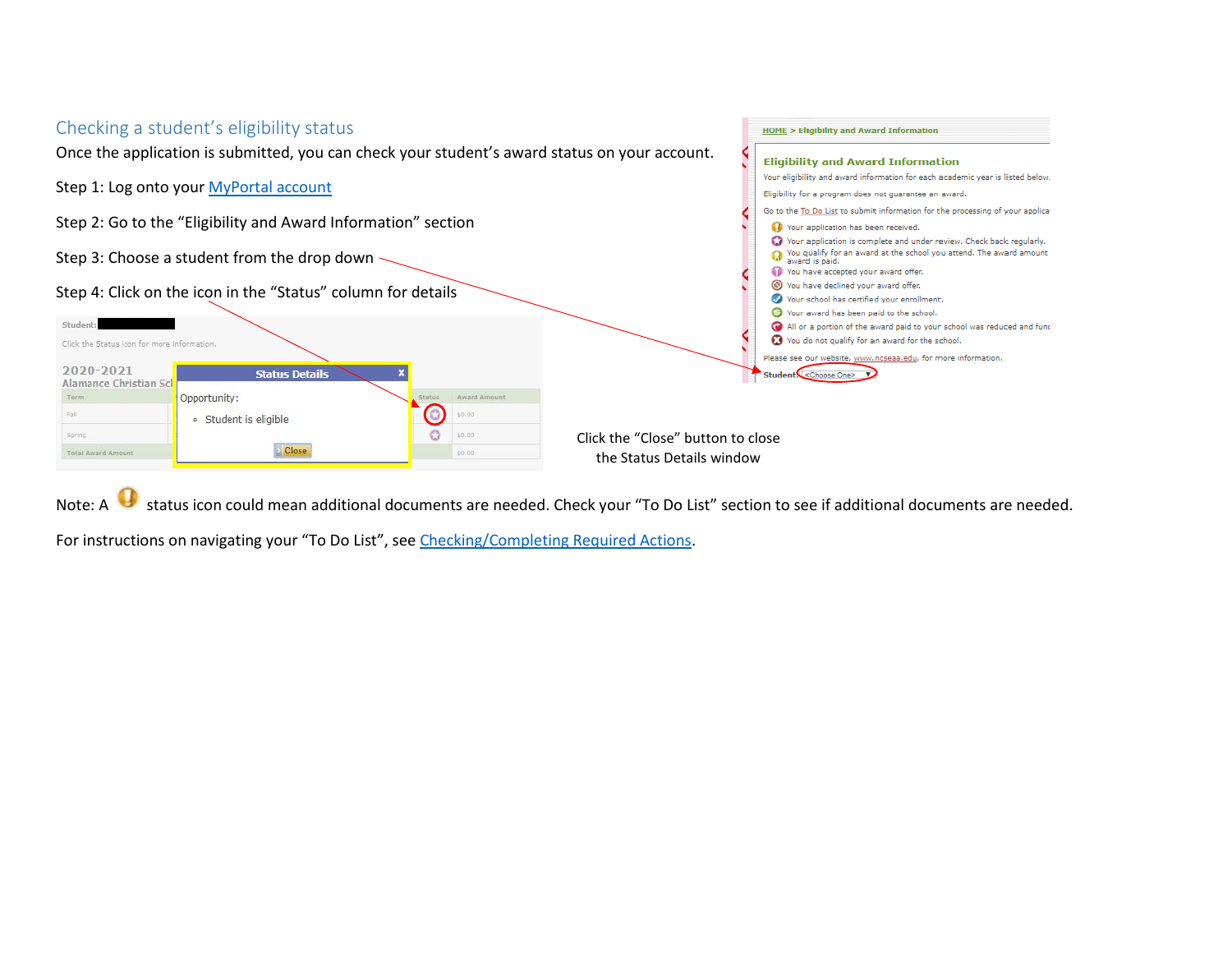## Checking a student's eligibility status

Once the application is submitted, you can check your student's award status on your account.

Step 1: Log onto your MyPortal account

Step 2: Go to the "Eligibility and Award Information" section

Step 3: Choose a student from the drop down

Step 4: Click on the icon in the "Status" column for details

Click the "Close" button to close the Status Details window

Note: A status icon could mean additional documents are needed. Check your "To Do List" section to see if additional documents are needed.

For instructions on navigating your "To Do List", see Checking/Completing Required Actions.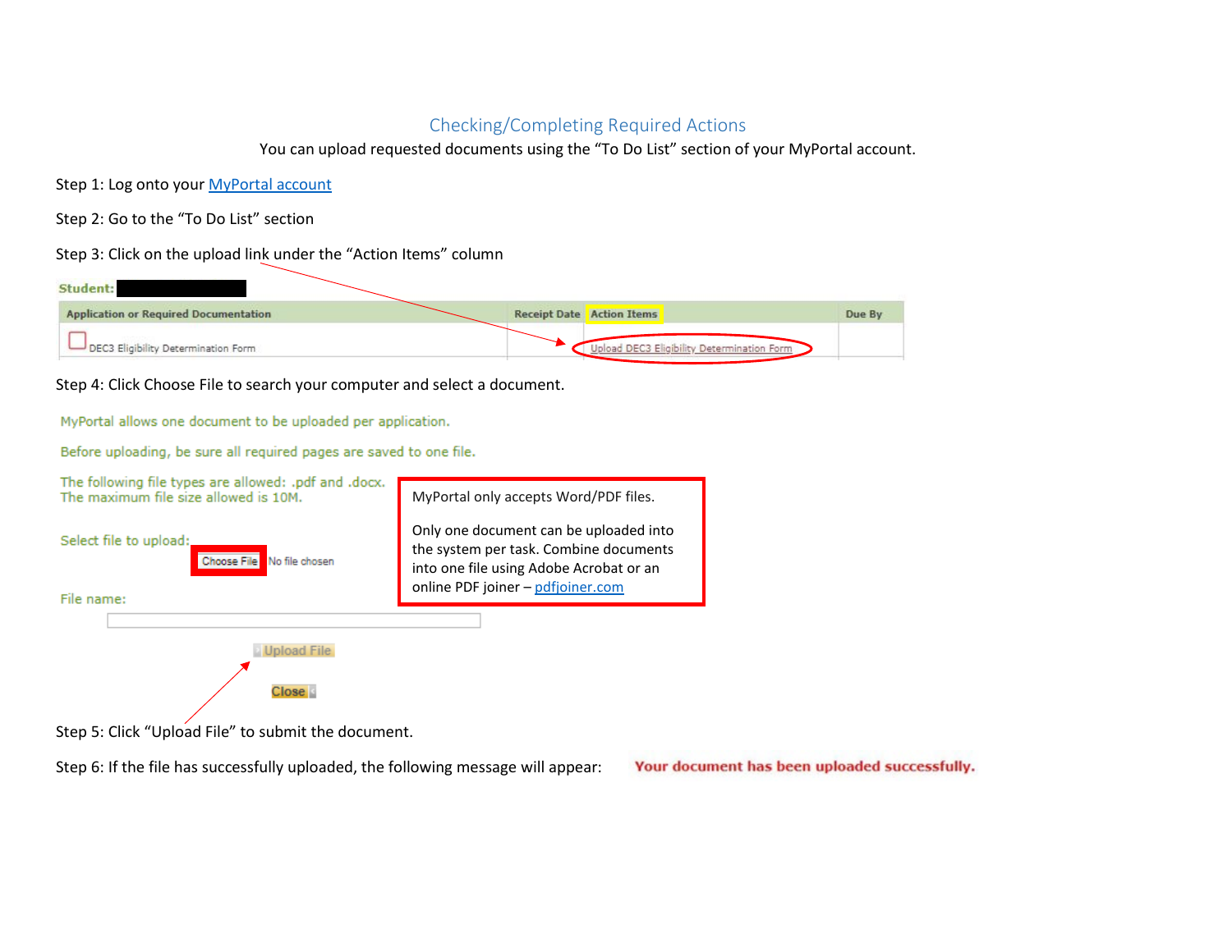## Checking/Completing Required Actions

You can upload requested documents using the "To Do List" section of your MyPortal account.

Step 1: Log onto your MyPortal account

Step 2: Go to the "To Do List" section

Step 3: Click on the upload link under the "Action Items" column

**Student:**

| Application or Required Documentation | Receipt Date | Action Items | Due By |
|---|---|---|---|
| DEC3 Eligibility Determination Form | | Upload DEC3 Eligibility Determination Form | |

Step 4: Click Choose File to search your computer and select a document.

MyPortal allows one document to be uploaded per application.

Before uploading, be sure all required pages are saved to one file.

The following file types are allowed: .pdf and .docx.
The maximum file size allowed is 10M.

Select file to upload: Choose File No file chosen

File name:

Upload File

Close

MyPortal only accepts Word/PDF files.

Only one document can be uploaded into the system per task. Combine documents into one file using Adobe Acrobat or an online PDF joiner – pdfjoiner.com

Step 5: Click "Upload File" to submit the document.

Step 6: If the file has successfully uploaded, the following message will appear: **Your document has been uploaded successfully.**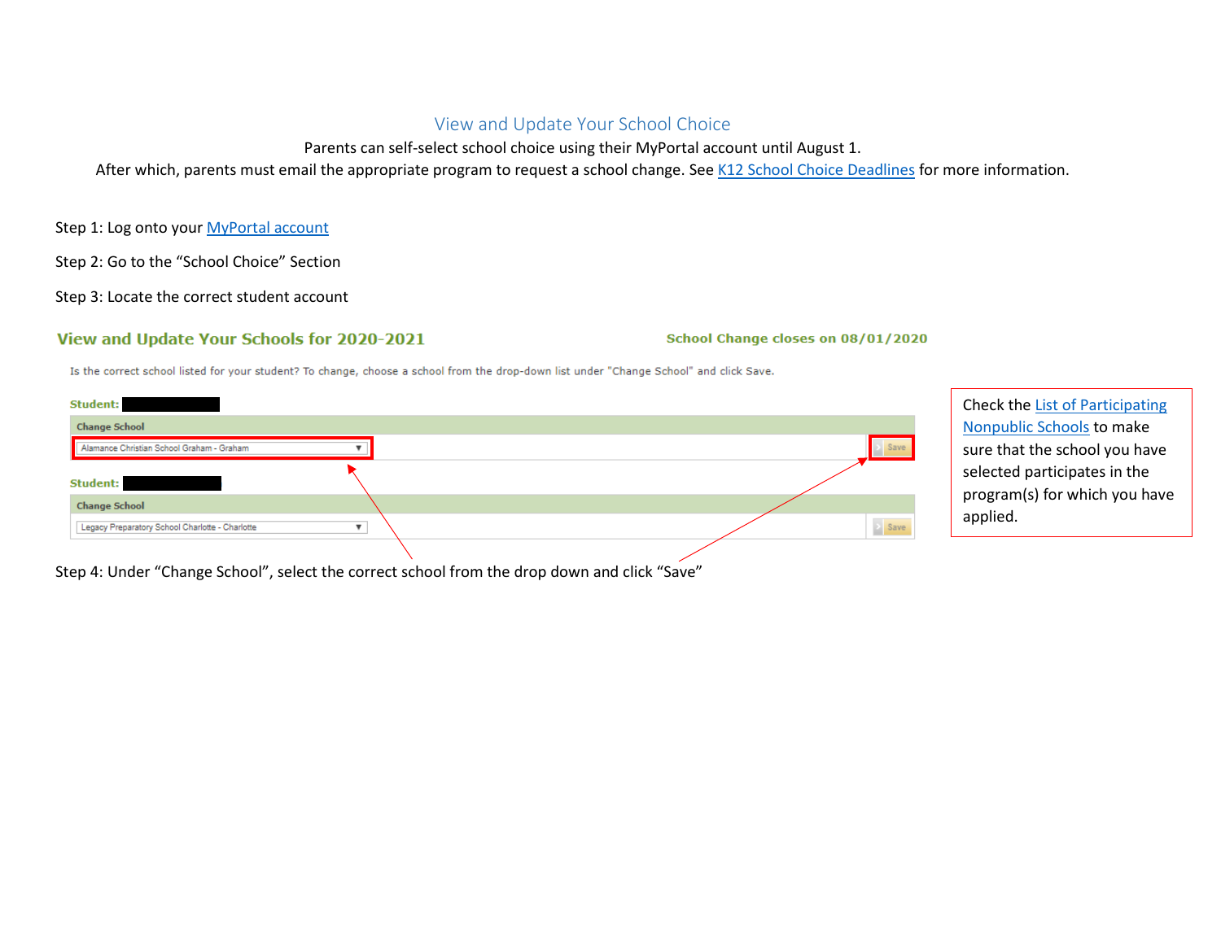## View and Update Your School Choice

Parents can self-select school choice using their MyPortal account until August 1.

After which, parents must email the appropriate program to request a school change. See K12 School Choice Deadlines for more information.

Step 1: Log onto your MyPortal account

Step 2: Go to the "School Choice" Section

Step 3: Locate the correct student account

**View and Update Your Schools for 2020-2021** | **School Change closes on 08/01/2020**

Is the correct school listed for your student? To change, choose a school from the drop-down list under "Change School" and click Save.

**Student:**

**Change School**

Alamance Christian School Graham - Graham | Save

**Student:**

**Change School**

Legacy Preparatory School Charlotte - Charlotte | Save

Step 4: Under "Change School", select the correct school from the drop down and click "Save"

Check the List of Participating Nonpublic Schools to make sure that the school you have selected participates in the program(s) for which you have applied.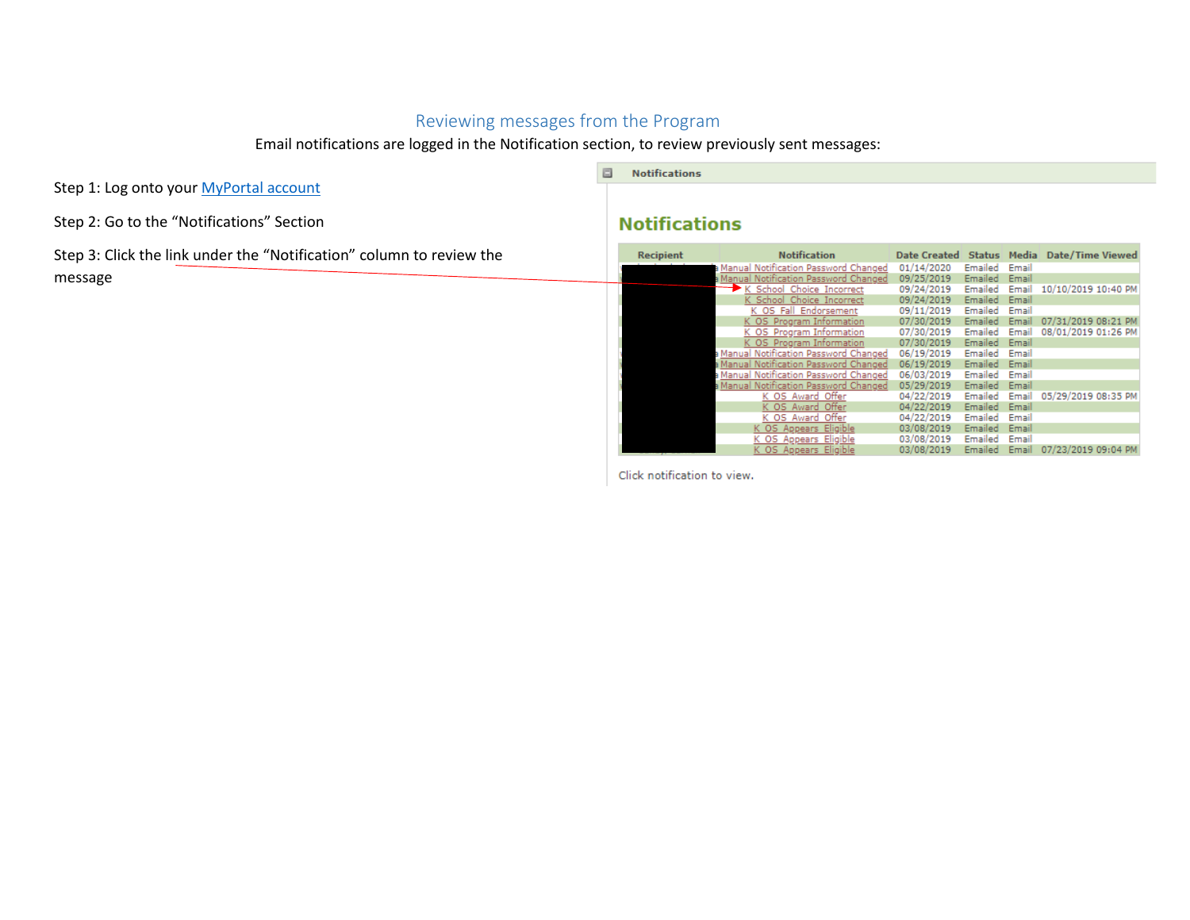## Reviewing messages from the Program

Email notifications are logged in the Notification section, to review previously sent messages:

Step 1: Log onto your [MyPortal account]()

Step 2: Go to the "Notifications" Section

Step 3: Click the link under the "Notification" column to review the message

Notifications

# Notifications

| Recipient | Notification | Date Created | Status | Media | Date/Time Viewed |
|---|---|---|---|---|---|
| | Manual Notification Password Changed | 01/14/2020 | Emailed | Email | |
| | Manual Notification Password Changed | 09/25/2019 | Emailed | Email | |
| | K School Choice Incorrect | 09/24/2019 | Emailed | Email | 10/10/2019 10:40 PM |
| | K School Choice Incorrect | 09/24/2019 | Emailed | Email | |
| | K OS Fall Endorsement | 09/11/2019 | Emailed | Email | |
| | K OS Program Information | 07/30/2019 | Emailed | Email | 07/31/2019 08:21 PM |
| | K OS Program Information | 07/30/2019 | Emailed | Email | 08/01/2019 01:26 PM |
| | K OS Program Information | 07/30/2019 | Emailed | Email | |
| | Manual Notification Password Changed | 06/19/2019 | Emailed | Email | |
| | Manual Notification Password Changed | 06/19/2019 | Emailed | Email | |
| | Manual Notification Password Changed | 06/03/2019 | Emailed | Email | |
| | Manual Notification Password Changed | 05/29/2019 | Emailed | Email | |
| | K OS Award Offer | 04/22/2019 | Emailed | Email | 05/29/2019 08:35 PM |
| | K OS Award Offer | 04/22/2019 | Emailed | Email | |
| | K OS Award Offer | 04/22/2019 | Emailed | Email | |
| | K OS Appears Eligible | 03/08/2019 | Emailed | Email | |
| | K OS Appears Eligible | 03/08/2019 | Emailed | Email | |
| | K OS Appears Eligible | 03/08/2019 | Emailed | Email | 07/23/2019 09:04 PM |

Click notification to view.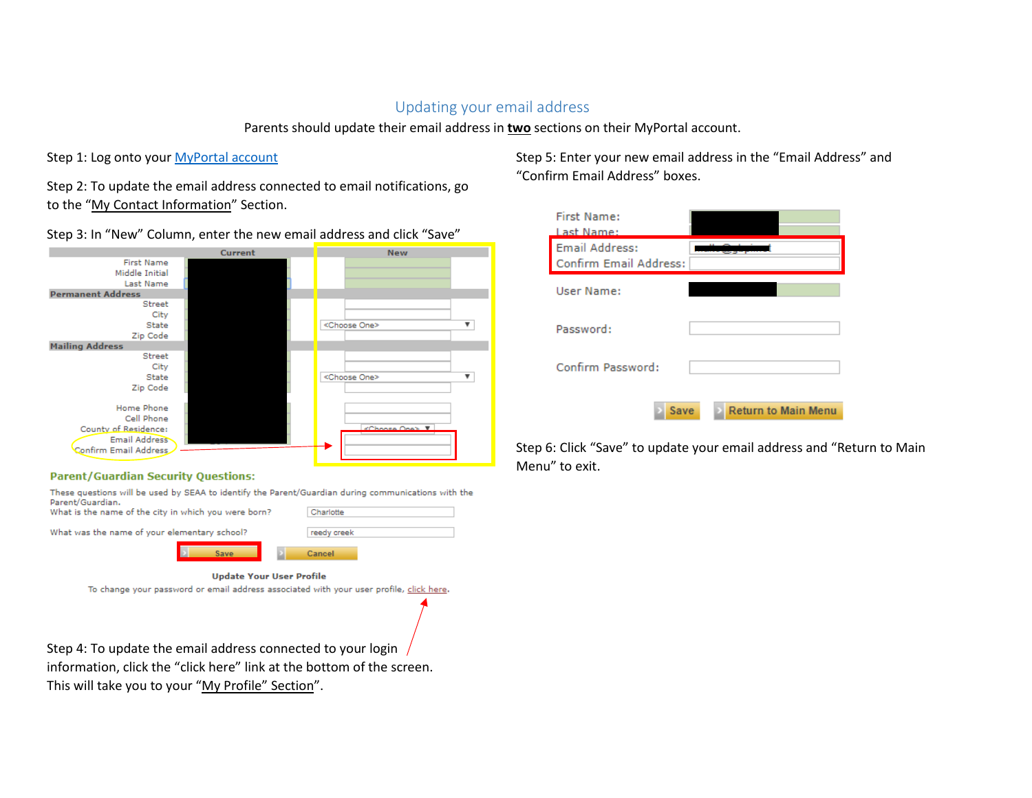# Updating your email address

Parents should update their email address in **two** sections on their MyPortal account.

Step 1: Log onto your MyPortal account

Step 2: To update the email address connected to email notifications, go to the "My Contact Information" Section.

Step 3: In "New" Column, enter the new email address and click "Save"

Step 4: To update the email address connected to your login information, click the "click here" link at the bottom of the screen. This will take you to your "My Profile" Section".

Step 5: Enter your new email address in the "Email Address" and "Confirm Email Address" boxes.

Step 6: Click "Save" to update your email address and "Return to Main Menu" to exit.